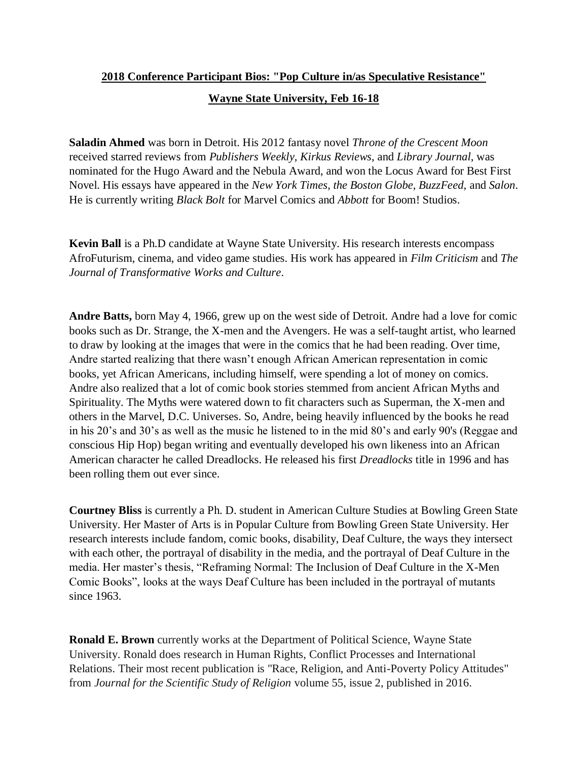**2018 Conference Participant Bios: "Pop Culture in/as Speculative Resistance"**

**Wayne State University, Feb 16-18**

**Saladin Ahmed** was born in Detroit. His 2012 fantasy novel *Throne of the Crescent Moon* received starred reviews from *Publishers Weekly, Kirkus Reviews*, and *Library Journal*, was nominated for the Hugo Award and the Nebula Award, and won the Locus Award for Best First Novel. His essays have appeared in the *New York Times, the Boston Globe, BuzzFeed,* and *Salon*. He is currently writing *Black Bolt* for Marvel Comics and *Abbott* for Boom! Studios.

**Kevin Ball** is a Ph.D candidate at Wayne State University. His research interests encompass AfroFuturism, cinema, and video game studies. His work has appeared in *Film Criticism* and *The Journal of Transformative Works and Culture*.

**Andre Batts,** born May 4, 1966, grew up on the west side of Detroit. Andre had a love for comic books such as Dr. Strange, the X-men and the Avengers. He was a self-taught artist, who learned to draw by looking at the images that were in the comics that he had been reading. Over time, Andre started realizing that there wasn't enough African American representation in comic books, yet African Americans, including himself, were spending a lot of money on comics. Andre also realized that a lot of comic book stories stemmed from ancient African Myths and Spirituality. The Myths were watered down to fit characters such as Superman, the X-men and others in the Marvel, D.C. Universes. So, Andre, being heavily influenced by the books he read in his 20's and 30's as well as the music he listened to in the mid 80's and early 90's (Reggae and conscious Hip Hop) began writing and eventually developed his own likeness into an African American character he called Dreadlocks. He released his first *Dreadlocks* title in 1996 and has been rolling them out ever since.

**Courtney Bliss** is currently a Ph. D. student in American Culture Studies at Bowling Green State University. Her Master of Arts is in Popular Culture from Bowling Green State University. Her research interests include fandom, comic books, disability, Deaf Culture, the ways they intersect with each other, the portrayal of disability in the media, and the portrayal of Deaf Culture in the media. Her master's thesis, "Reframing Normal: The Inclusion of Deaf Culture in the X-Men Comic Books", looks at the ways Deaf Culture has been included in the portrayal of mutants since 1963.

**Ronald E. Brown** currently works at the Department of Political Science, Wayne State University. Ronald does research in Human Rights, Conflict Processes and International Relations. Their most recent publication is "Race, Religion, and Anti-Poverty Policy Attitudes" from *Journal for the Scientific Study of Religion* volume 55, issue 2, published in 2016.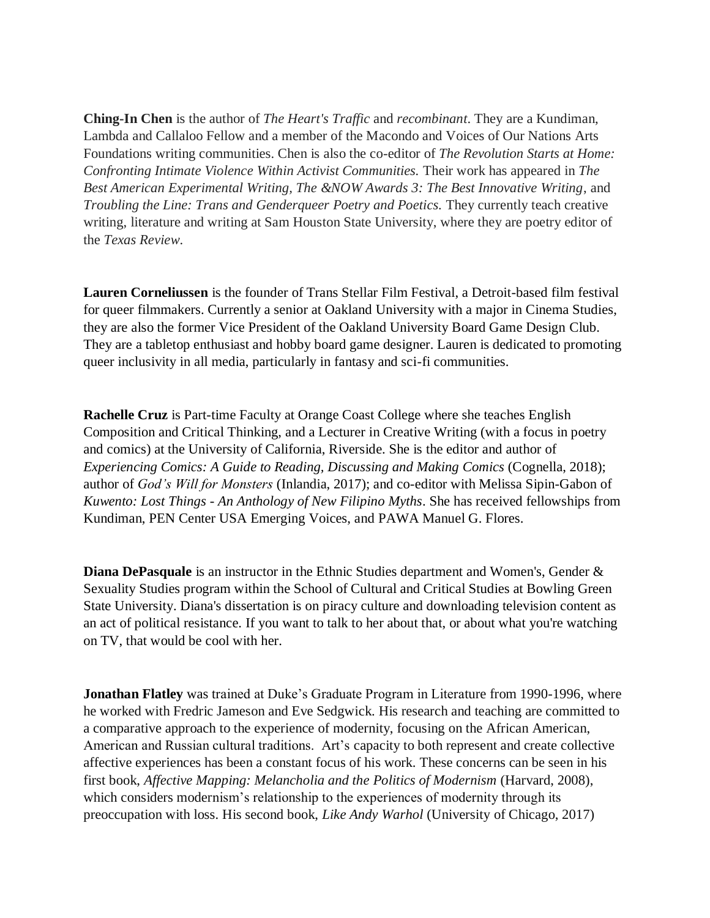**Ching-In Chen** is the author of *The Heart's Traffic* and *recombinant*. They are a Kundiman, Lambda and Callaloo Fellow and a member of the Macondo and Voices of Our Nations Arts Foundations writing communities. Chen is also the co-editor of *The Revolution Starts at Home: Confronting Intimate Violence Within Activist Communities.* Their work has appeared in *The Best American Experimental Writing, The &NOW Awards 3: The Best Innovative Writing*, and *Troubling the Line: Trans and Genderqueer Poetry and Poetics.* They currently teach creative writing, literature and writing at Sam Houston State University, where they are poetry editor of the *Texas Review*.

**Lauren Corneliussen** is the founder of Trans Stellar Film Festival, a Detroit-based film festival for queer filmmakers. Currently a senior at Oakland University with a major in Cinema Studies, they are also the former Vice President of the Oakland University Board Game Design Club. They are a tabletop enthusiast and hobby board game designer. Lauren is dedicated to promoting queer inclusivity in all media, particularly in fantasy and sci-fi communities.

**Rachelle Cruz** is Part-time Faculty at Orange Coast College where she teaches English Composition and Critical Thinking, and a Lecturer in Creative Writing (with a focus in poetry and comics) at the University of California, Riverside. She is the editor and author of *Experiencing Comics: A Guide to Reading, Discussing and Making Comics* (Cognella, 2018); author of *God's Will for Monsters* (Inlandia, 2017); and co-editor with Melissa Sipin-Gabon of *Kuwento: Lost Things - An Anthology of New Filipino Myths*. She has received fellowships from Kundiman, PEN Center USA Emerging Voices, and PAWA Manuel G. Flores.

**Diana DePasquale** is an instructor in the Ethnic Studies department and Women's, Gender & Sexuality Studies program within the School of Cultural and Critical Studies at Bowling Green State University. Diana's dissertation is on piracy culture and downloading television content as an act of political resistance. If you want to talk to her about that, or about what you're watching on TV, that would be cool with her.

**Jonathan Flatley** was trained at Duke's Graduate Program in Literature from 1990-1996, where he worked with Fredric Jameson and Eve Sedgwick. His research and teaching are committed to a comparative approach to the experience of modernity, focusing on the African American, American and Russian cultural traditions. Art's capacity to both represent and create collective affective experiences has been a constant focus of his work. These concerns can be seen in his first book, *Affective Mapping: Melancholia and the Politics of Modernism* (Harvard, 2008), which considers modernism's relationship to the experiences of modernity through its preoccupation with loss. His second book, *Like Andy Warhol* (University of Chicago, 2017)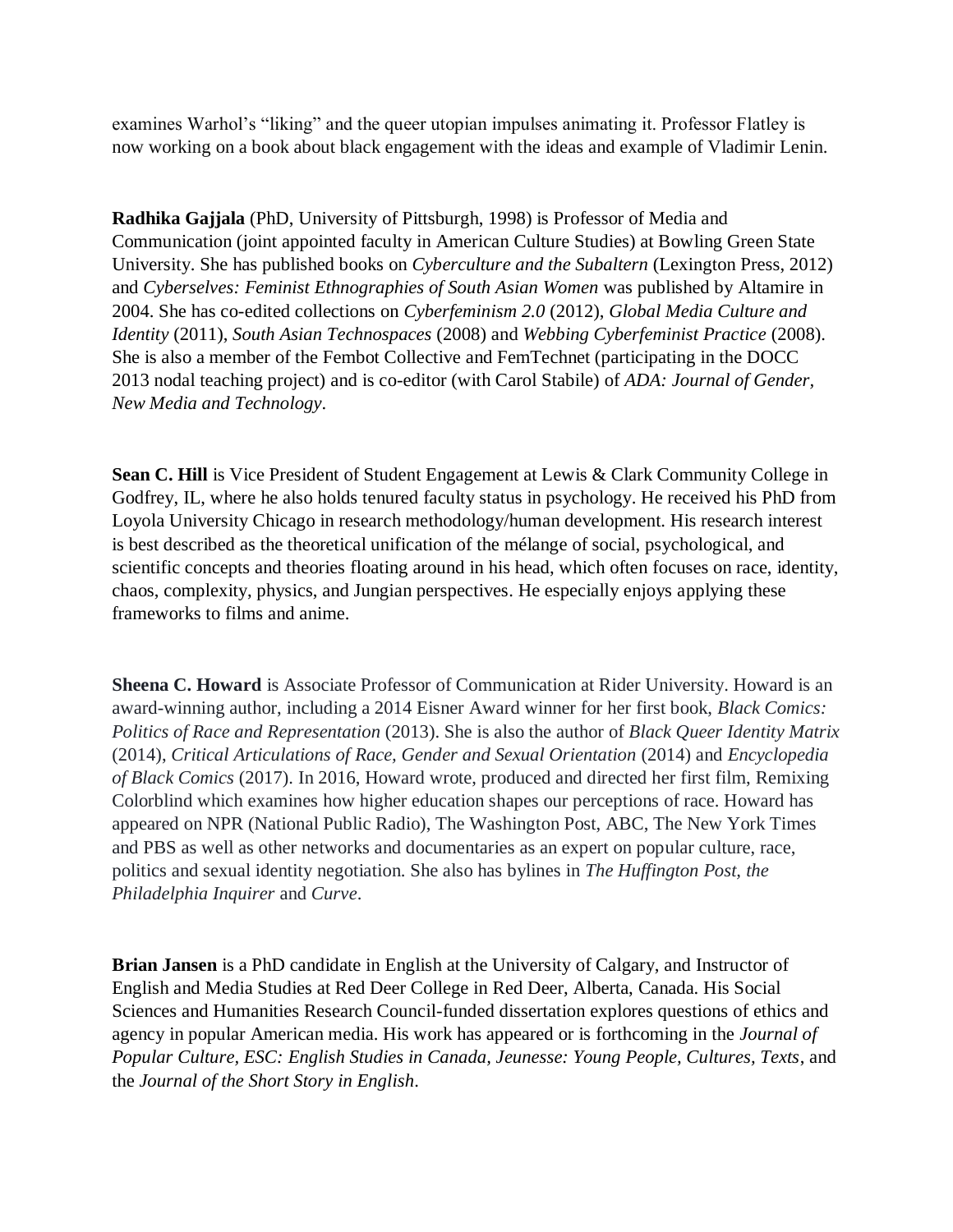examines Warhol's "liking" and the queer utopian impulses animating it. Professor Flatley is now working on a book about black engagement with the ideas and example of Vladimir Lenin.

**Radhika Gajjala** (PhD, University of Pittsburgh, 1998) is Professor of Media and Communication (joint appointed faculty in American Culture Studies) at Bowling Green State University. She has published books on *Cyberculture and the Subaltern* (Lexington Press, 2012) and *Cyberselves: Feminist Ethnographies of South Asian Women* was published by Altamire in 2004. She has co-edited collections on *Cyberfeminism 2.0* (2012), *Global Media Culture and Identity* (2011), *South Asian Technospaces* (2008) and *Webbing Cyberfeminist Practice* (2008). She is also a member of the Fembot Collective and FemTechnet (participating in the DOCC 2013 nodal teaching project) and is co-editor (with Carol Stabile) of *ADA: Journal of Gender, New Media and Technology*.

**Sean C. Hill** is Vice President of Student Engagement at Lewis & Clark Community College in Godfrey, IL, where he also holds tenured faculty status in psychology. He received his PhD from Loyola University Chicago in research methodology/human development. His research interest is best described as the theoretical unification of the mélange of social, psychological, and scientific concepts and theories floating around in his head, which often focuses on race, identity, chaos, complexity, physics, and Jungian perspectives. He especially enjoys applying these frameworks to films and anime.

**Sheena C. Howard** is Associate Professor of Communication at Rider University. Howard is an award-winning author, including a 2014 Eisner Award winner for her first book, *Black Comics: Politics of Race and Representation* (2013). She is also the author of *Black Queer Identity Matrix* (2014), *Critical Articulations of Race, Gender and Sexual Orientation* (2014) and *Encyclopedia of Black Comics* (2017). In 2016, Howard wrote, produced and directed her first film, Remixing Colorblind which examines how higher education shapes our perceptions of race. Howard has appeared on NPR (National Public Radio), The Washington Post, ABC, The New York Times and PBS as well as other networks and documentaries as an expert on popular culture, race, politics and sexual identity negotiation. She also has bylines in *The Huffington Post, the Philadelphia Inquirer* and *Curve*.

**Brian Jansen** is a PhD candidate in English at the University of Calgary, and Instructor of English and Media Studies at Red Deer College in Red Deer, Alberta, Canada. His Social Sciences and Humanities Research Council-funded dissertation explores questions of ethics and agency in popular American media. His work has appeared or is forthcoming in the *Journal of Popular Culture, ESC: English Studies in Canada, Jeunesse: Young People, Cultures, Texts*, and the *Journal of the Short Story in English*.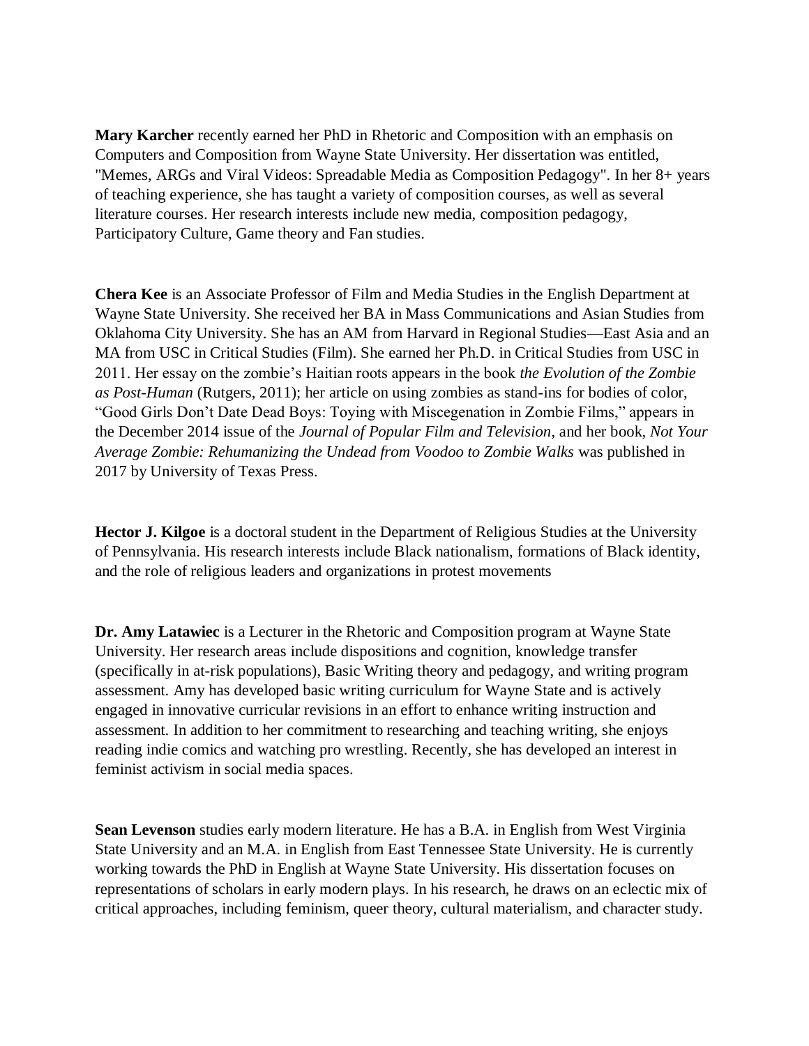**Mary Karcher** recently earned her PhD in Rhetoric and Composition with an emphasis on Computers and Composition from Wayne State University. Her dissertation was entitled, "Memes, ARGs and Viral Videos: Spreadable Media as Composition Pedagogy". In her 8+ years of teaching experience, she has taught a variety of composition courses, as well as several literature courses. Her research interests include new media, composition pedagogy, Participatory Culture, Game theory and Fan studies.

**Chera Kee** is an Associate Professor of Film and Media Studies in the English Department at Wayne State University. She received her BA in Mass Communications and Asian Studies from Oklahoma City University. She has an AM from Harvard in Regional Studies—East Asia and an MA from USC in Critical Studies (Film). She earned her Ph.D. in Critical Studies from USC in 2011. Her essay on the zombie's Haitian roots appears in the book *the Evolution of the Zombie as Post-Human* (Rutgers, 2011); her article on using zombies as stand-ins for bodies of color, "Good Girls Don't Date Dead Boys: Toying with Miscegenation in Zombie Films," appears in the December 2014 issue of the *Journal of Popular Film and Television*, and her book, *Not Your Average Zombie: Rehumanizing the Undead from Voodoo to Zombie Walks* was published in 2017 by University of Texas Press.

**Hector J. Kilgoe** is a doctoral student in the Department of Religious Studies at the University of Pennsylvania. His research interests include Black nationalism, formations of Black identity, and the role of religious leaders and organizations in protest movements

**Dr. Amy Latawiec** is a Lecturer in the Rhetoric and Composition program at Wayne State University. Her research areas include dispositions and cognition, knowledge transfer (specifically in at-risk populations), Basic Writing theory and pedagogy, and writing program assessment. Amy has developed basic writing curriculum for Wayne State and is actively engaged in innovative curricular revisions in an effort to enhance writing instruction and assessment. In addition to her commitment to researching and teaching writing, she enjoys reading indie comics and watching pro wrestling. Recently, she has developed an interest in feminist activism in social media spaces.

**Sean Levenson** studies early modern literature. He has a B.A. in English from West Virginia State University and an M.A. in English from East Tennessee State University. He is currently working towards the PhD in English at Wayne State University. His dissertation focuses on representations of scholars in early modern plays. In his research, he draws on an eclectic mix of critical approaches, including feminism, queer theory, cultural materialism, and character study.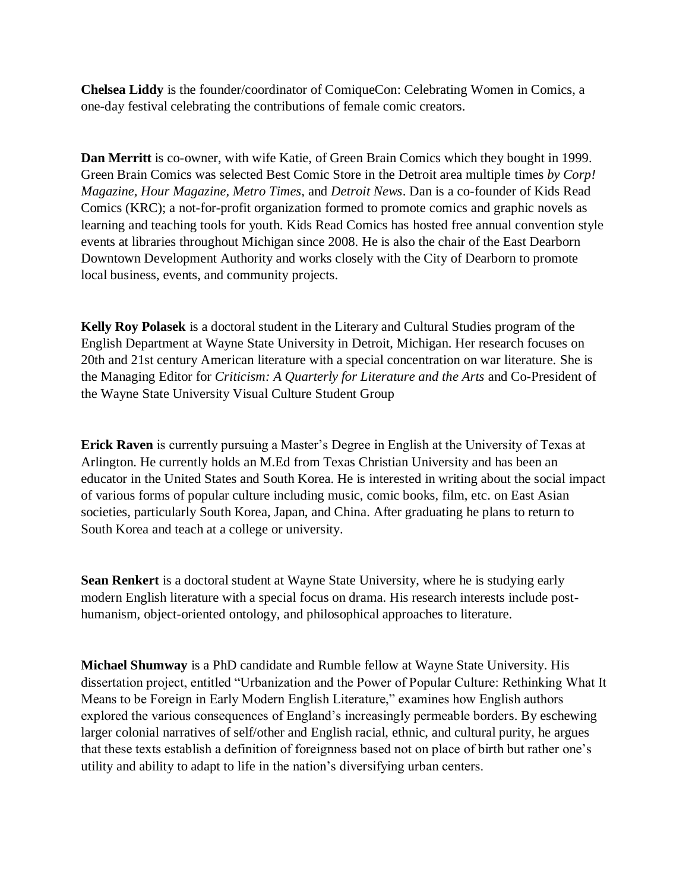**Chelsea Liddy** is the founder/coordinator of ComiqueCon: Celebrating Women in Comics, a one-day festival celebrating the contributions of female comic creators.

**Dan Merritt** is co-owner, with wife Katie, of Green Brain Comics which they bought in 1999. Green Brain Comics was selected Best Comic Store in the Detroit area multiple times *by Corp! Magazine, Hour Magazine, Metro Times,* and *Detroit News*. Dan is a co-founder of Kids Read Comics (KRC); a not-for-profit organization formed to promote comics and graphic novels as learning and teaching tools for youth. Kids Read Comics has hosted free annual convention style events at libraries throughout Michigan since 2008. He is also the chair of the East Dearborn Downtown Development Authority and works closely with the City of Dearborn to promote local business, events, and community projects.

**Kelly Roy Polasek** is a doctoral student in the Literary and Cultural Studies program of the English Department at Wayne State University in Detroit, Michigan. Her research focuses on 20th and 21st century American literature with a special concentration on war literature. She is the Managing Editor for *Criticism: A Quarterly for Literature and the Arts* and Co-President of the Wayne State University Visual Culture Student Group

**Erick Raven** is currently pursuing a Master's Degree in English at the University of Texas at Arlington. He currently holds an M.Ed from Texas Christian University and has been an educator in the United States and South Korea. He is interested in writing about the social impact of various forms of popular culture including music, comic books, film, etc. on East Asian societies, particularly South Korea, Japan, and China. After graduating he plans to return to South Korea and teach at a college or university.

**Sean Renkert** is a doctoral student at Wayne State University, where he is studying early modern English literature with a special focus on drama. His research interests include post-humanism, object-oriented ontology, and philosophical approaches to literature.

**Michael Shumway** is a PhD candidate and Rumble fellow at Wayne State University. His dissertation project, entitled "Urbanization and the Power of Popular Culture: Rethinking What It Means to be Foreign in Early Modern English Literature," examines how English authors explored the various consequences of England's increasingly permeable borders. By eschewing larger colonial narratives of self/other and English racial, ethnic, and cultural purity, he argues that these texts establish a definition of foreignness based not on place of birth but rather one's utility and ability to adapt to life in the nation's diversifying urban centers.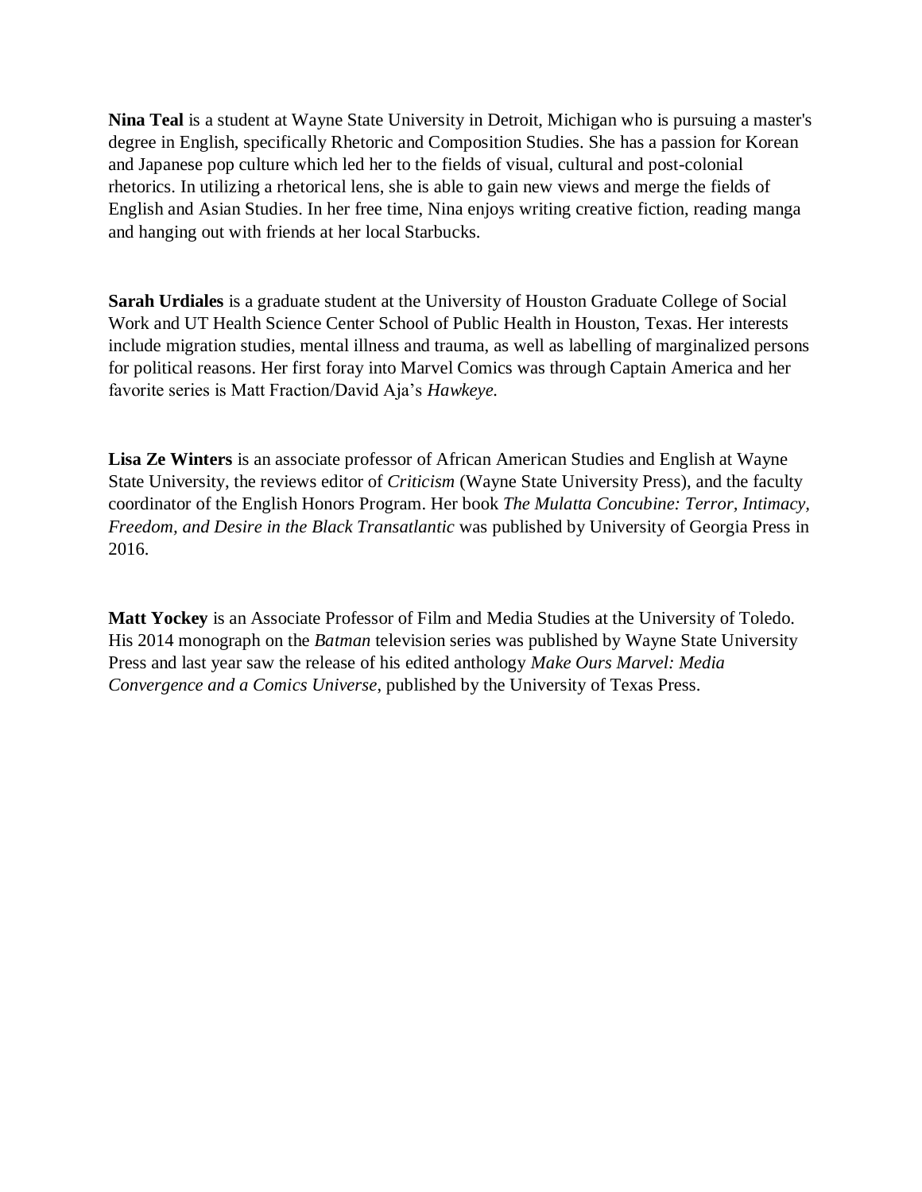**Nina Teal** is a student at Wayne State University in Detroit, Michigan who is pursuing a master's degree in English, specifically Rhetoric and Composition Studies. She has a passion for Korean and Japanese pop culture which led her to the fields of visual, cultural and post-colonial rhetorics. In utilizing a rhetorical lens, she is able to gain new views and merge the fields of English and Asian Studies. In her free time, Nina enjoys writing creative fiction, reading manga and hanging out with friends at her local Starbucks.

**Sarah Urdiales** is a graduate student at the University of Houston Graduate College of Social Work and UT Health Science Center School of Public Health in Houston, Texas. Her interests include migration studies, mental illness and trauma, as well as labelling of marginalized persons for political reasons. Her first foray into Marvel Comics was through Captain America and her favorite series is Matt Fraction/David Aja's *Hawkeye.*

**Lisa Ze Winters** is an associate professor of African American Studies and English at Wayne State University, the reviews editor of *Criticism* (Wayne State University Press), and the faculty coordinator of the English Honors Program. Her book *The Mulatta Concubine: Terror, Intimacy, Freedom, and Desire in the Black Transatlantic* was published by University of Georgia Press in 2016.

**Matt Yockey** is an Associate Professor of Film and Media Studies at the University of Toledo. His 2014 monograph on the *Batman* television series was published by Wayne State University Press and last year saw the release of his edited anthology *Make Ours Marvel: Media Convergence and a Comics Universe*, published by the University of Texas Press.